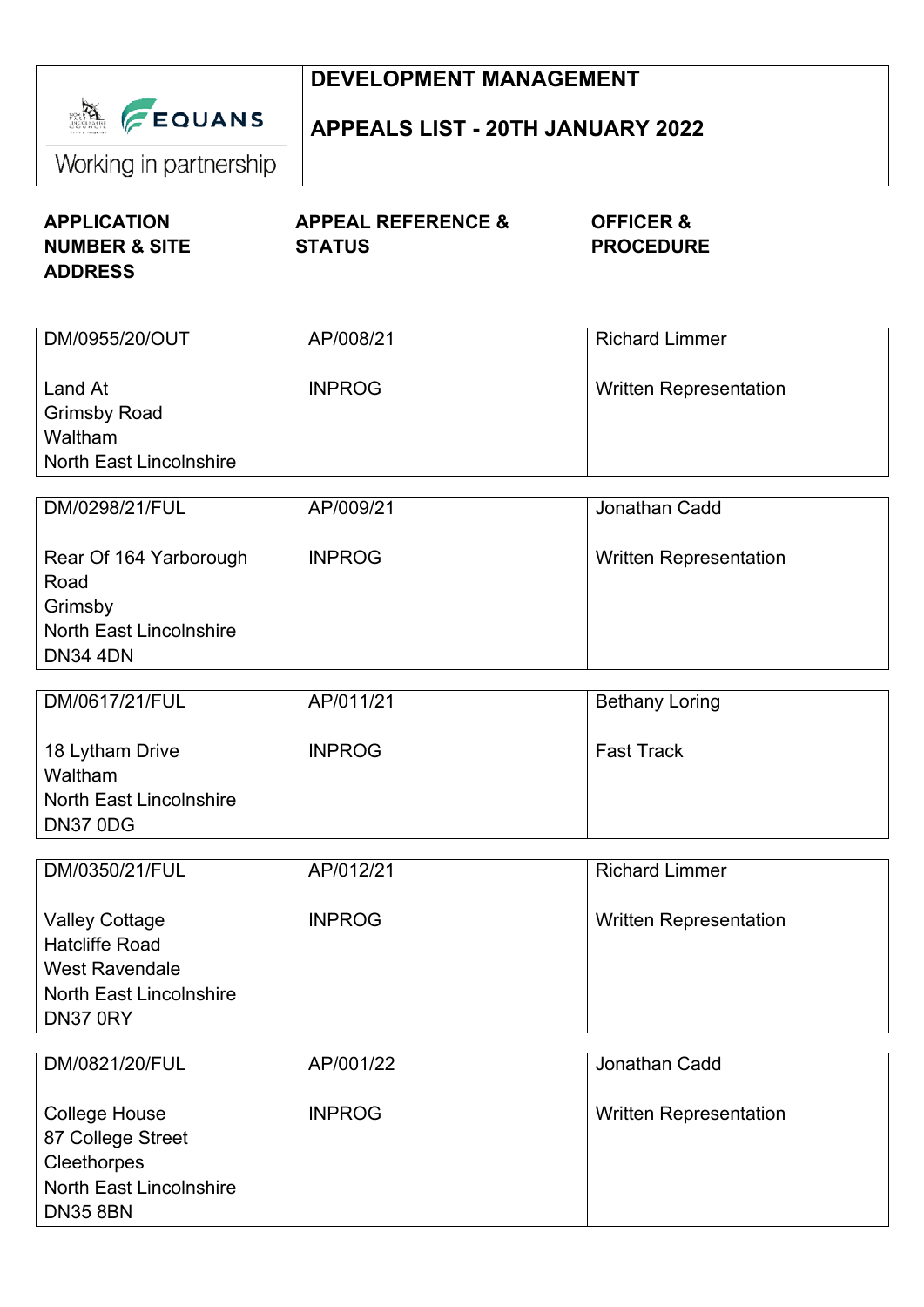Working in partnership

# DEVELOPMENT MANAGEMENT

## APPEALS LIST - 20TH JANUARY 2022

| APPLICATION NUMBER & SITE ADDRESS | APPEAL REFERENCE & STATUS | OFFICER & PROCEDURE |
|---|---|---|
| DM/0955/20/OUT<br><br>Land At<br>Grimsby Road<br>Waltham<br>North East Lincolnshire | AP/008/21<br><br>INPROG | Richard Limmer<br><br>Written Representation |
| DM/0298/21/FUL<br><br>Rear Of 164 Yarborough Road<br>Grimsby<br>North East Lincolnshire<br>DN34 4DN | AP/009/21<br><br>INPROG | Jonathan Cadd<br><br>Written Representation |
| DM/0617/21/FUL<br><br>18 Lytham Drive<br>Waltham<br>North East Lincolnshire<br>DN37 0DG | AP/011/21<br><br>INPROG | Bethany Loring<br><br>Fast Track |
| DM/0350/21/FUL<br><br>Valley Cottage<br>Hatcliffe Road<br>West Ravendale<br>North East Lincolnshire<br>DN37 0RY | AP/012/21<br><br>INPROG | Richard Limmer<br><br>Written Representation |
| DM/0821/20/FUL<br><br>College House<br>87 College Street<br>Cleethorpes<br>North East Lincolnshire<br>DN35 8BN | AP/001/22<br><br>INPROG | Jonathan Cadd<br><br>Written Representation |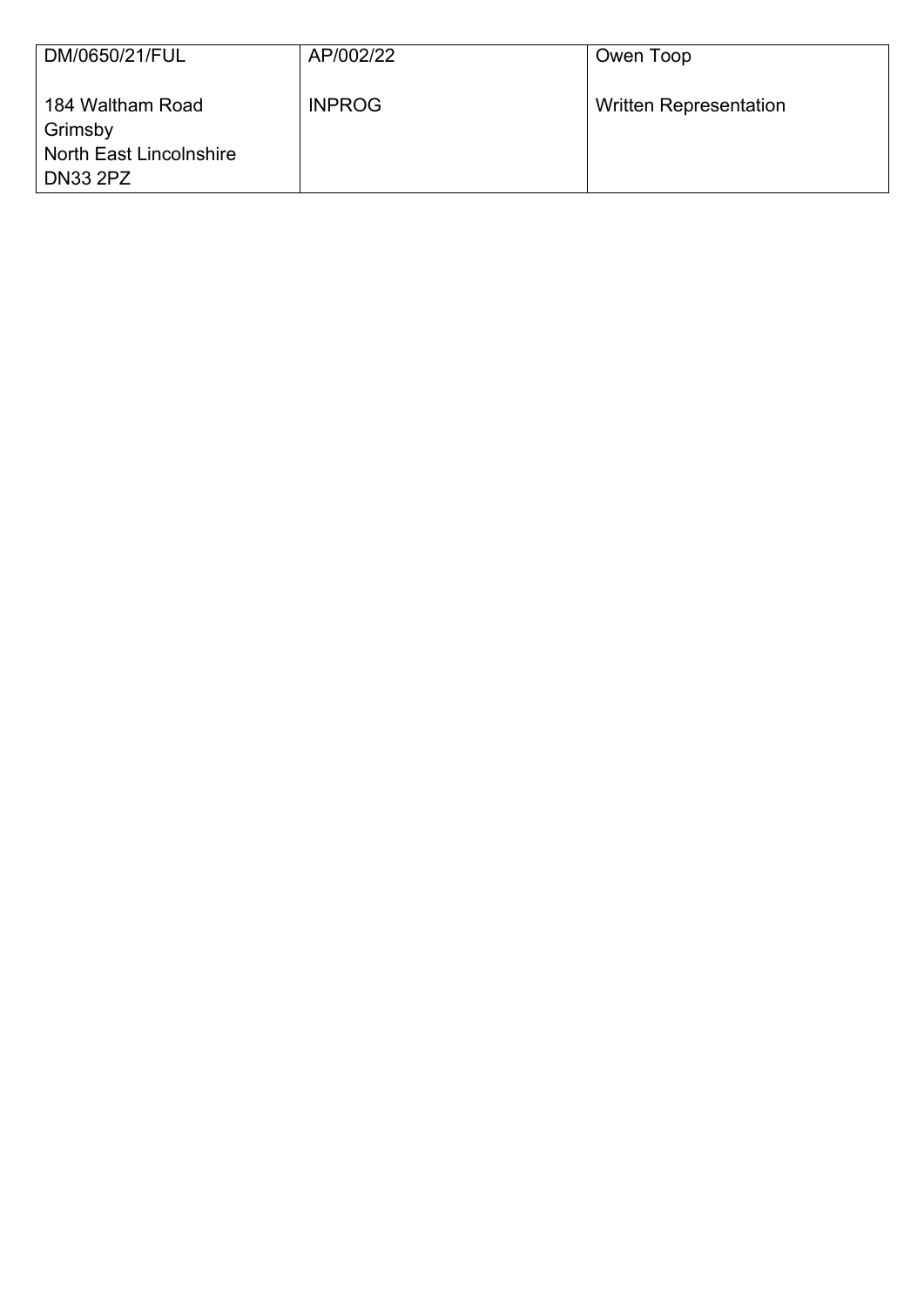| DM/0650/21/FUL<br><br>184 Waltham Road<br>Grimsby<br>North East Lincolnshire<br>DN33 2PZ | AP/002/22<br><br>INPROG | Owen Toop<br><br>Written Representation |
|---|---|---|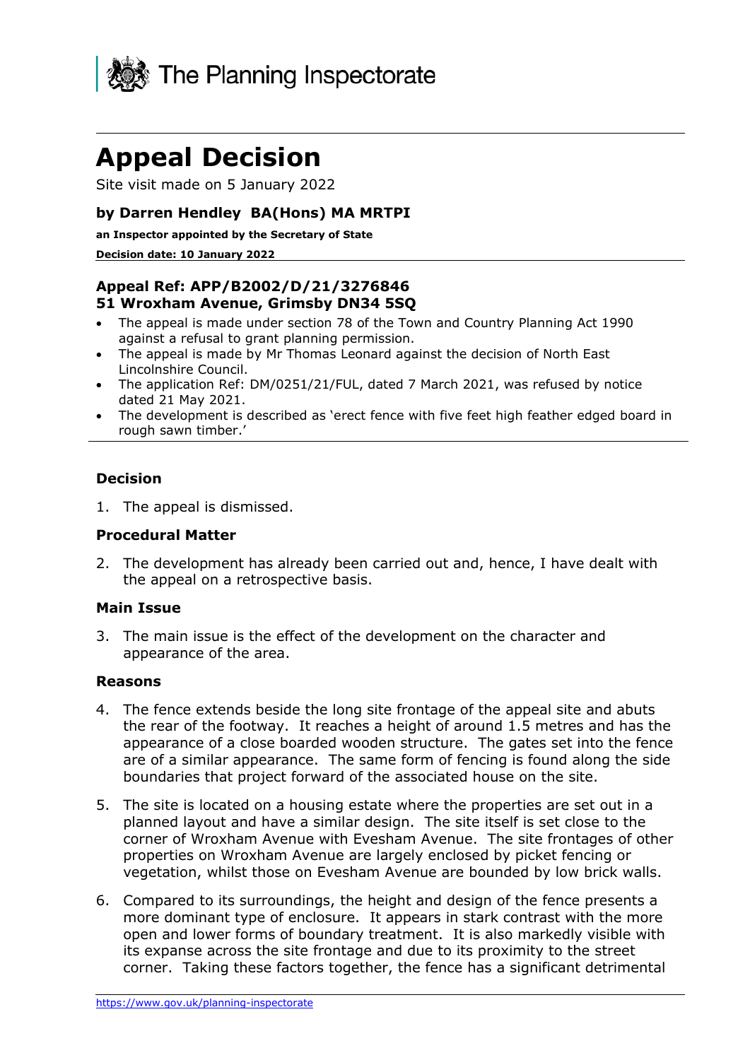# Appeal Decision

Site visit made on 5 January 2022

### by Darren Hendley BA(Hons) MA MRTPI

**an Inspector appointed by the Secretary of State**

**Decision date: 10 January 2022**

### Appeal Ref: APP/B2002/D/21/3276846
### 51 Wroxham Avenue, Grimsby DN34 5SQ

- The appeal is made under section 78 of the Town and Country Planning Act 1990 against a refusal to grant planning permission.
- The appeal is made by Mr Thomas Leonard against the decision of North East Lincolnshire Council.
- The application Ref: DM/0251/21/FUL, dated 7 March 2021, was refused by notice dated 21 May 2021.
- The development is described as 'erect fence with five feet high feather edged board in rough sawn timber.'

## Decision

1. The appeal is dismissed.

## Procedural Matter

2. The development has already been carried out and, hence, I have dealt with the appeal on a retrospective basis.

## Main Issue

3. The main issue is the effect of the development on the character and appearance of the area.

## Reasons

4. The fence extends beside the long site frontage of the appeal site and abuts the rear of the footway. It reaches a height of around 1.5 metres and has the appearance of a close boarded wooden structure. The gates set into the fence are of a similar appearance. The same form of fencing is found along the side boundaries that project forward of the associated house on the site.

5. The site is located on a housing estate where the properties are set out in a planned layout and have a similar design. The site itself is set close to the corner of Wroxham Avenue with Evesham Avenue. The site frontages of other properties on Wroxham Avenue are largely enclosed by picket fencing or vegetation, whilst those on Evesham Avenue are bounded by low brick walls.

6. Compared to its surroundings, the height and design of the fence presents a more dominant type of enclosure. It appears in stark contrast with the more open and lower forms of boundary treatment. It is also markedly visible with its expanse across the site frontage and due to its proximity to the street corner. Taking these factors together, the fence has a significant detrimental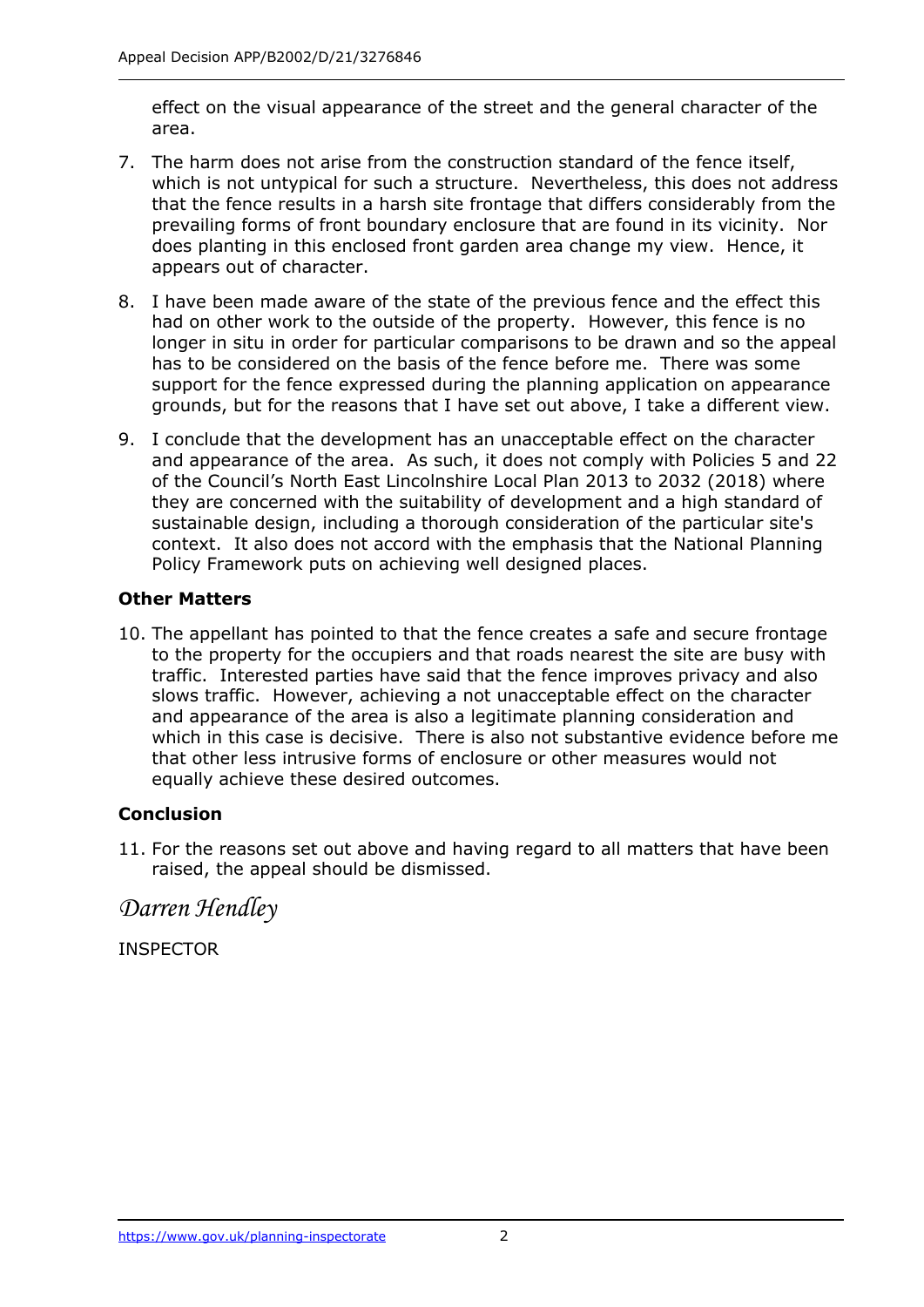effect on the visual appearance of the street and the general character of the area.

7. The harm does not arise from the construction standard of the fence itself, which is not untypical for such a structure. Nevertheless, this does not address that the fence results in a harsh site frontage that differs considerably from the prevailing forms of front boundary enclosure that are found in its vicinity. Nor does planting in this enclosed front garden area change my view. Hence, it appears out of character.

8. I have been made aware of the state of the previous fence and the effect this had on other work to the outside of the property. However, this fence is no longer in situ in order for particular comparisons to be drawn and so the appeal has to be considered on the basis of the fence before me. There was some support for the fence expressed during the planning application on appearance grounds, but for the reasons that I have set out above, I take a different view.

9. I conclude that the development has an unacceptable effect on the character and appearance of the area. As such, it does not comply with Policies 5 and 22 of the Council's North East Lincolnshire Local Plan 2013 to 2032 (2018) where they are concerned with the suitability of development and a high standard of sustainable design, including a thorough consideration of the particular site's context. It also does not accord with the emphasis that the National Planning Policy Framework puts on achieving well designed places.

**Other Matters**

10. The appellant has pointed to that the fence creates a safe and secure frontage to the property for the occupiers and that roads nearest the site are busy with traffic. Interested parties have said that the fence improves privacy and also slows traffic. However, achieving a not unacceptable effect on the character and appearance of the area is also a legitimate planning consideration and which in this case is decisive. There is also not substantive evidence before me that other less intrusive forms of enclosure or other measures would not equally achieve these desired outcomes.

**Conclusion**

11. For the reasons set out above and having regard to all matters that have been raised, the appeal should be dismissed.

*Darren Hendley*

INSPECTOR